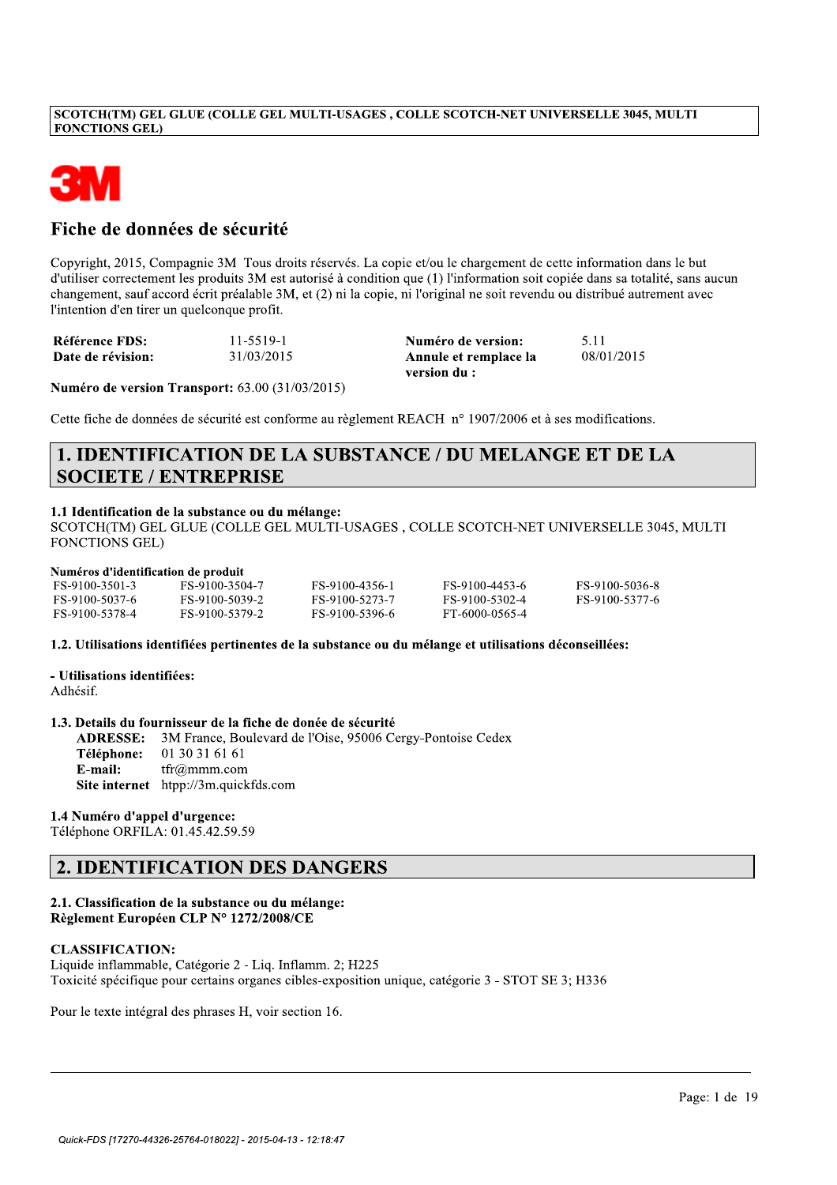SCOTCH(TM) GEL GLUE (COLLE GEL MULTI-USAGES , COLLE SCOTCH-NET UNIVERSELLE 3045, MULTI FONCTIONS GEL)

3M

# Fiche de données de sécurité

Copyright, 2015, Compagnie 3M Tous droits réservés. La copie et/ou le chargement de cette information dans le but d'utiliser correctement les produits 3M est autorisé à condition que (1) l'information soit copiée dans sa totalité, sans aucun changement, sauf accord écrit préalable 3M, et (2) ni la copie, ni l'original ne soit revendu ou distribué autrement avec l'intention d'en tirer un quelconque profit.

| | | | |
|---|---|---|---|
| **Référence FDS:** | 11-5519-1 | **Numéro de version:** | 5.11 |
| **Date de révision:** | 31/03/2015 | **Annule et remplace la version du :** | 08/01/2015 |

**Numéro de version Transport:** 63.00 (31/03/2015)

Cette fiche de données de sécurité est conforme au règlement REACH n° 1907/2006 et à ses modifications.

## 1. IDENTIFICATION DE LA SUBSTANCE / DU MELANGE ET DE LA SOCIETE / ENTREPRISE

**1.1 Identification de la substance ou du mélange:**
SCOTCH(TM) GEL GLUE (COLLE GEL MULTI-USAGES , COLLE SCOTCH-NET UNIVERSELLE 3045, MULTI FONCTIONS GEL)

**Numéros d'identification de produit**

| | | | | |
|---|---|---|---|---|
| FS-9100-3501-3 | FS-9100-3504-7 | FS-9100-4356-1 | FS-9100-4453-6 | FS-9100-5036-8 |
| FS-9100-5037-6 | FS-9100-5039-2 | FS-9100-5273-7 | FS-9100-5302-4 | FS-9100-5377-6 |
| FS-9100-5378-4 | FS-9100-5379-2 | FS-9100-5396-6 | FT-6000-0565-4 | |

**1.2. Utilisations identifiées pertinentes de la substance ou du mélange et utilisations déconseillées:**

**- Utilisations identifiées:**
Adhésif.

**1.3. Details du fournisseur de la fiche de donée de sécurité**

**ADRESSE:** 3M France, Boulevard de l'Oise, 95006 Cergy-Pontoise Cedex
**Téléphone:** 01 30 31 61 61
**E-mail:** tfr@mmm.com
**Site internet** htpp://3m.quickfds.com

**1.4 Numéro d'appel d'urgence:**
Téléphone ORFILA: 01.45.42.59.59

## 2. IDENTIFICATION DES DANGERS

**2.1. Classification de la substance ou du mélange:**
**Règlement Européen CLP N° 1272/2008/CE**

**CLASSIFICATION:**
Liquide inflammable, Catégorie 2 - Liq. Inflamm. 2; H225
Toxicité spécifique pour certains organes cibles-exposition unique, catégorie 3 - STOT SE 3; H336

Pour le texte intégral des phrases H, voir section 16.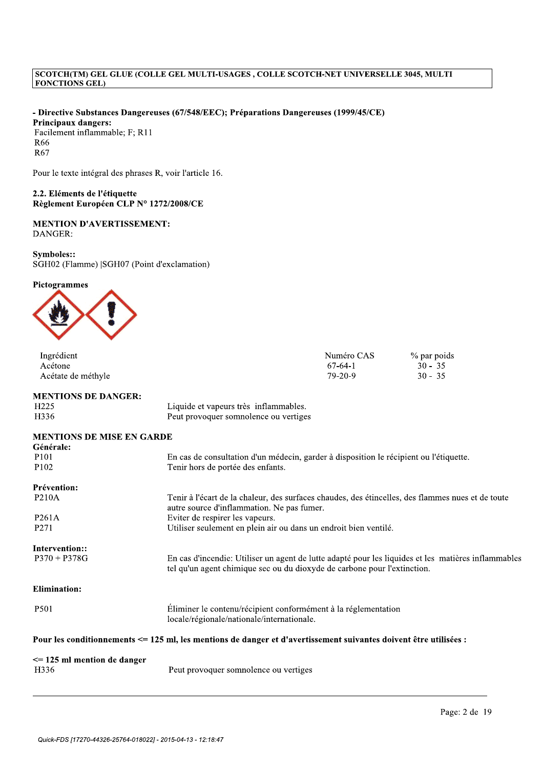SCOTCH(TM) GEL GLUE (COLLE GEL MULTI-USAGES , COLLE SCOTCH-NET UNIVERSELLE 3045, MULTI FONCTIONS GEL)

**- Directive Substances Dangereuses (67/548/EEC); Préparations Dangereuses (1999/45/CE)**
**Principaux dangers:**
Facilement inflammable; F; R11
R66
R67

Pour le texte intégral des phrases R, voir l'article 16.

**2.2. Eléments de l'étiquette**
**Règlement Européen CLP N° 1272/2008/CE**

**MENTION D'AVERTISSEMENT:**
DANGER:

**Symboles::**
SGH02 (Flamme) |SGH07 (Point d'exclamation)

**Pictogrammes**

| Ingrédient | Numéro CAS | % par poids |
|---|---|---|
| Acétone | 67-64-1 | 30 - 35 |
| Acétate de méthyle | 79-20-9 | 30 - 35 |

**MENTIONS DE DANGER:**

| | |
|---|---|
| H225 | Liquide et vapeurs très inflammables. |
| H336 | Peut provoquer somnolence ou vertiges |

**MENTIONS DE MISE EN GARDE**

**Générale:**

| | |
|---|---|
| P101 | En cas de consultation d'un médecin, garder à disposition le récipient ou l'étiquette. |
| P102 | Tenir hors de portée des enfants. |

**Prévention:**

| | |
|---|---|
| P210A | Tenir à l'écart de la chaleur, des surfaces chaudes, des étincelles, des flammes nues et de toute autre source d'inflammation. Ne pas fumer. |
| P261A | Eviter de respirer les vapeurs. |
| P271 | Utiliser seulement en plein air ou dans un endroit bien ventilé. |

**Intervention::**

| | |
|---|---|
| P370 + P378G | En cas d'incendie: Utiliser un agent de lutte adapté pour les liquides et les matières inflammables tel qu'un agent chimique sec ou du dioxyde de carbone pour l'extinction. |

**Elimination:**

| | |
|---|---|
| P501 | Éliminer le contenu/récipient conformément à la réglementation locale/régionale/nationale/internationale. |

**Pour les conditionnements <= 125 ml, les mentions de danger et d'avertissement suivantes doivent être utilisées :**

**<= 125 ml mention de danger**

| | |
|---|---|
| H336 | Peut provoquer somnolence ou vertiges |

Quick-FDS [17270-44326-25764-018022] - 2015-04-13 - 12:18:47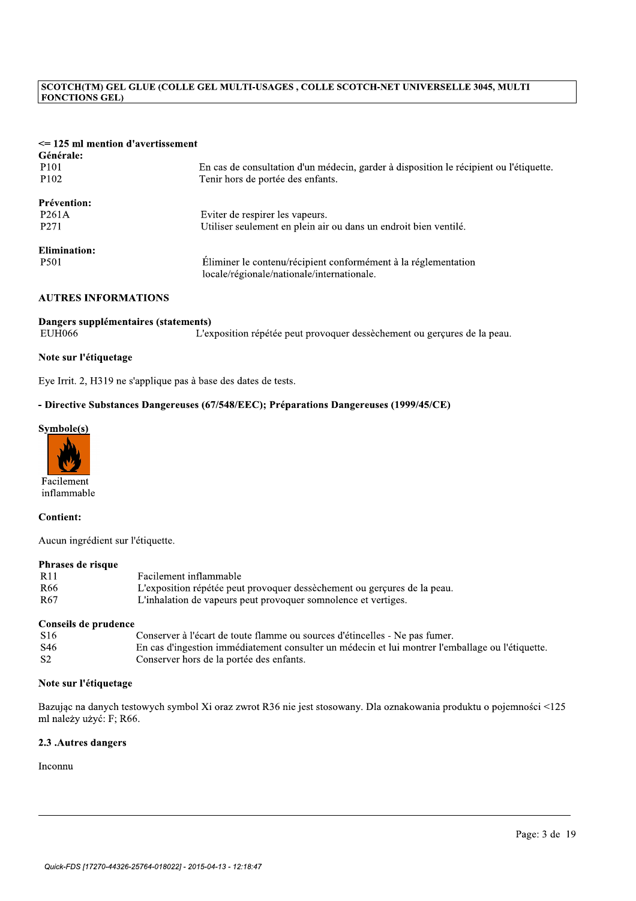**<= 125 ml mention d'avertissement**

**Générale:**

| | |
|---|---|
| P101 | En cas de consultation d'un médecin, garder à disposition le récipient ou l'étiquette. |
| P102 | Tenir hors de portée des enfants. |

**Prévention:**

| | |
|---|---|
| P261A | Eviter de respirer les vapeurs. |
| P271 | Utiliser seulement en plein air ou dans un endroit bien ventilé. |

**Elimination:**

| | |
|---|---|
| P501 | Éliminer le contenu/récipient conformément à la réglementation locale/régionale/nationale/internationale. |

**AUTRES INFORMATIONS**

**Dangers supplémentaires (statements)**

| | |
|---|---|
| EUH066 | L'exposition répétée peut provoquer dessèchement ou gerçures de la peau. |

**Note sur l'étiquetage**

Eye Irrit. 2, H319 ne s'applique pas à base des dates de tests.

**- Directive Substances Dangereuses (67/548/EEC); Préparations Dangereuses (1999/45/CE)**

**Symbole(s)**

Facilement inflammable

**Contient:**

Aucun ingrédient sur l'étiquette.

**Phrases de risque**

| | |
|---|---|
| R11 | Facilement inflammable |
| R66 | L'exposition répétée peut provoquer dessèchement ou gerçures de la peau. |
| R67 | L'inhalation de vapeurs peut provoquer somnolence et vertiges. |

**Conseils de prudence**

| | |
|---|---|
| S16 | Conserver à l'écart de toute flamme ou sources d'étincelles - Ne pas fumer. |
| S46 | En cas d'ingestion immédiatement consulter un médecin et lui montrer l'emballage ou l'étiquette. |
| S2 | Conserver hors de la portée des enfants. |

**Note sur l'étiquetage**

Bazując na danych testowych symbol Xi oraz zwrot R36 nie jest stosowany. Dla oznakowania produktu o pojemności <125 ml należy użyć: F; R66.

**2.3 .Autres dangers**

Inconnu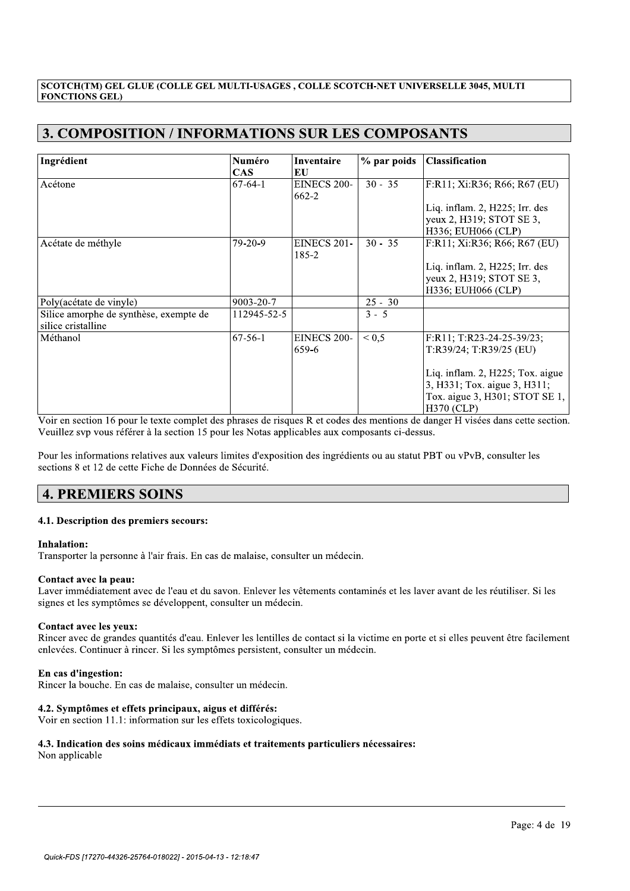## 3. COMPOSITION / INFORMATIONS SUR LES COMPOSANTS

| Ingrédient | Numéro CAS | Inventaire EU | % par poids | Classification |
|---|---|---|---|---|
| Acétone | 67-64-1 | EINECS 200-662-2 | 30 - 35 | F:R11; Xi:R36; R66; R67 (EU)<br><br>Liq. inflam. 2, H225; Irr. des yeux 2, H319; STOT SE 3, H336; EUH066 (CLP) |
| Acétate de méthyle | 79-20-9 | EINECS 201-185-2 | 30 - 35 | F:R11; Xi:R36; R66; R67 (EU)<br><br>Liq. inflam. 2, H225; Irr. des yeux 2, H319; STOT SE 3, H336; EUH066 (CLP) |
| Poly(acétate de vinyle) | 9003-20-7 | | 25 - 30 | |
| Silice amorphe de synthèse, exempte de silice cristalline | 112945-52-5 | | 3 - 5 | |
| Méthanol | 67-56-1 | EINECS 200-659-6 | < 0,5 | F:R11; T:R23-24-25-39/23; T:R39/24; T:R39/25 (EU)<br><br>Liq. inflam. 2, H225; Tox. aigue 3, H331; Tox. aigue 3, H311; Tox. aigue 3, H301; STOT SE 1, H370 (CLP) |

Voir en section 16 pour le texte complet des phrases de risques R et codes des mentions de danger H visées dans cette section. Veuillez svp vous référer à la section 15 pour les Notas applicables aux composants ci-dessus.

Pour les informations relatives aux valeurs limites d'exposition des ingrédients ou au statut PBT ou vPvB, consulter les sections 8 et 12 de cette Fiche de Données de Sécurité.

## 4. PREMIERS SOINS

### 4.1. Description des premiers secours:

**Inhalation:**
Transporter la personne à l'air frais. En cas de malaise, consulter un médecin.

**Contact avec la peau:**
Laver immédiatement avec de l'eau et du savon. Enlever les vêtements contaminés et les laver avant de les réutiliser. Si les signes et les symptômes se développent, consulter un médecin.

**Contact avec les yeux:**
Rincer avec de grandes quantités d'eau. Enlever les lentilles de contact si la victime en porte et si elles peuvent être facilement enlevées. Continuer à rincer. Si les symptômes persistent, consulter un médecin.

**En cas d'ingestion:**
Rincer la bouche. En cas de malaise, consulter un médecin.

### 4.2. Symptômes et effets principaux, aigus et différés:

Voir en section 11.1: information sur les effets toxicologiques.

### 4.3. Indication des soins médicaux immédiats et traitements particuliers nécessaires:

Non applicable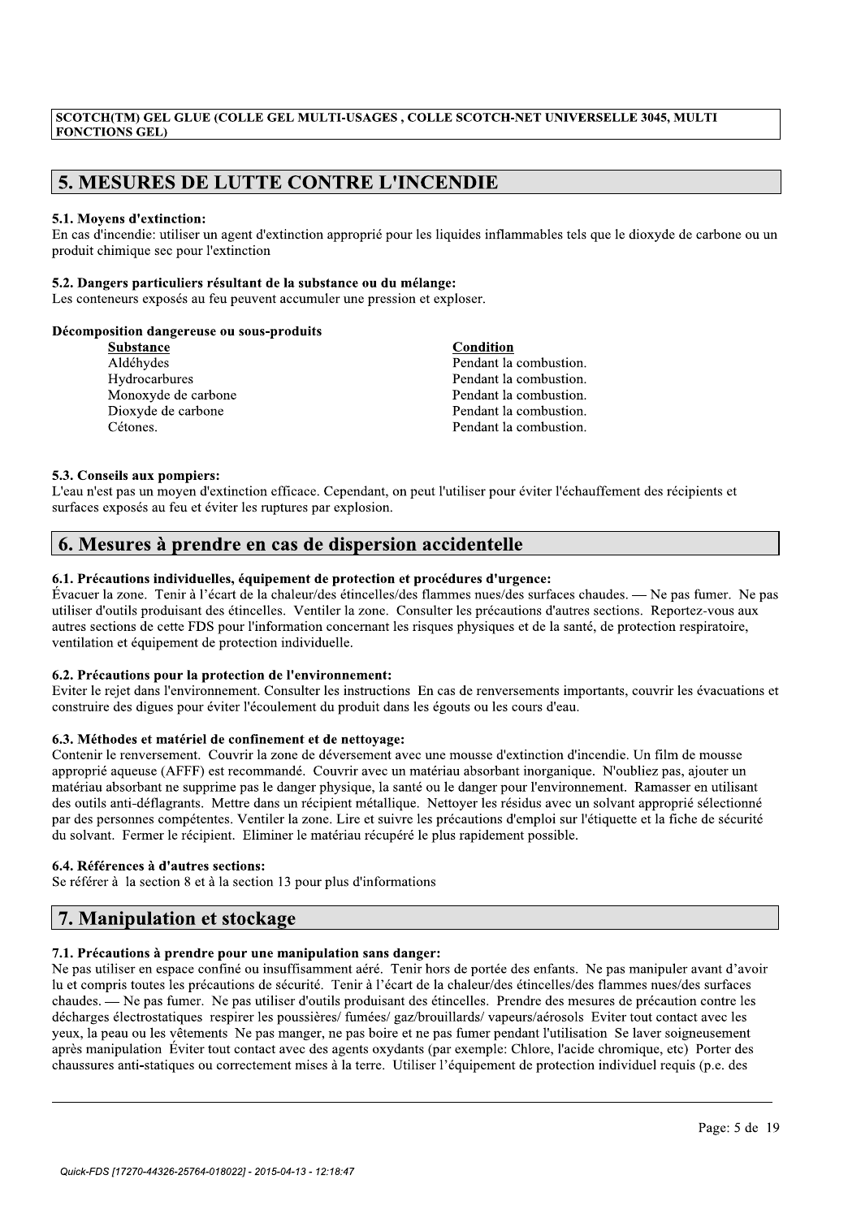## 5. MESURES DE LUTTE CONTRE L'INCENDIE

### 5.1. Moyens d'extinction:

En cas d'incendie: utiliser un agent d'extinction approprié pour les liquides inflammables tels que le dioxyde de carbone ou un produit chimique sec pour l'extinction

### 5.2. Dangers particuliers résultant de la substance ou du mélange:

Les conteneurs exposés au feu peuvent accumuler une pression et exploser.

**Décomposition dangereuse ou sous-produits**

| Substance | Condition |
|---|---|
| Aldéhydes | Pendant la combustion. |
| Hydrocarbures | Pendant la combustion. |
| Monoxyde de carbone | Pendant la combustion. |
| Dioxyde de carbone | Pendant la combustion. |
| Cétones. | Pendant la combustion. |

### 5.3. Conseils aux pompiers:

L'eau n'est pas un moyen d'extinction efficace. Cependant, on peut l'utiliser pour éviter l'échauffement des récipients et surfaces exposés au feu et éviter les ruptures par explosion.

## 6. Mesures à prendre en cas de dispersion accidentelle

### 6.1. Précautions individuelles, équipement de protection et procédures d'urgence:

Évacuer la zone. Tenir à l'écart de la chaleur/des étincelles/des flammes nues/des surfaces chaudes. — Ne pas fumer. Ne pas utiliser d'outils produisant des étincelles. Ventiler la zone. Consulter les précautions d'autres sections. Reportez-vous aux autres sections de cette FDS pour l'information concernant les risques physiques et de la santé, de protection respiratoire, ventilation et équipement de protection individuelle.

### 6.2. Précautions pour la protection de l'environnement:

Eviter le rejet dans l'environnement. Consulter les instructions En cas de renversements importants, couvrir les évacuations et construire des digues pour éviter l'écoulement du produit dans les égouts ou les cours d'eau.

### 6.3. Méthodes et matériel de confinement et de nettoyage:

Contenir le renversement. Couvrir la zone de déversement avec une mousse d'extinction d'incendie. Un film de mousse approprié aqueuse (AFFF) est recommandé. Couvrir avec un matériau absorbant inorganique. N'oubliez pas, ajouter un matériau absorbant ne supprime pas le danger physique, la santé ou le danger pour l'environnement. Ramasser en utilisant des outils anti-déflagrants. Mettre dans un récipient métallique. Nettoyer les résidus avec un solvant approprié sélectionné par des personnes compétentes. Ventiler la zone. Lire et suivre les précautions d'emploi sur l'étiquette et la fiche de sécurité du solvant. Fermer le récipient. Eliminer le matériau récupéré le plus rapidement possible.

### 6.4. Références à d'autres sections:

Se référer à la section 8 et à la section 13 pour plus d'informations

## 7. Manipulation et stockage

### 7.1. Précautions à prendre pour une manipulation sans danger:

Ne pas utiliser en espace confiné ou insuffisamment aéré. Tenir hors de portée des enfants. Ne pas manipuler avant d'avoir lu et compris toutes les précautions de sécurité. Tenir à l'écart de la chaleur/des étincelles/des flammes nues/des surfaces chaudes. — Ne pas fumer. Ne pas utiliser d'outils produisant des étincelles. Prendre des mesures de précaution contre les décharges électrostatiques respirer les poussières/ fumées/ gaz/brouillards/ vapeurs/aérosols Eviter tout contact avec les yeux, la peau ou les vêtements Ne pas manger, ne pas boire et ne pas fumer pendant l'utilisation Se laver soigneusement après manipulation Éviter tout contact avec des agents oxydants (par exemple: Chlore, l'acide chromique, etc) Porter des chaussures anti-statiques ou correctement mises à la terre. Utiliser l'équipement de protection individuel requis (p.e. des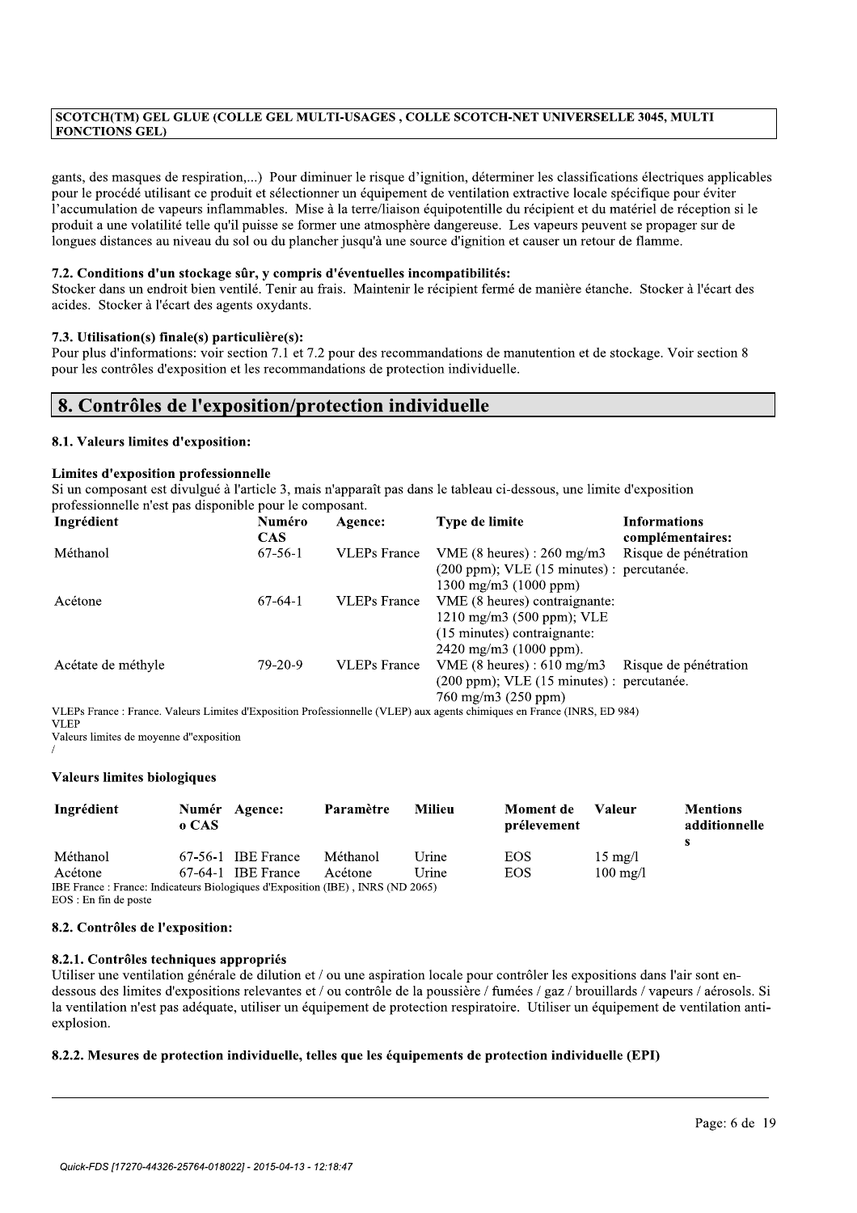gants, des masques de respiration,...) Pour diminuer le risque d'ignition, déterminer les classifications électriques applicables pour le procédé utilisant ce produit et sélectionner un équipement de ventilation extractive locale spécifique pour éviter l'accumulation de vapeurs inflammables. Mise à la terre/liaison équipotentille du récipient et du matériel de réception si le produit a une volatilité telle qu'il puisse se former une atmosphère dangereuse. Les vapeurs peuvent se propager sur de longues distances au niveau du sol ou du plancher jusqu'à une source d'ignition et causer un retour de flamme.

### 7.2. Conditions d'un stockage sûr, y compris d'éventuelles incompatibilités:

Stocker dans un endroit bien ventilé. Tenir au frais. Maintenir le récipient fermé de manière étanche. Stocker à l'écart des acides. Stocker à l'écart des agents oxydants.

### 7.3. Utilisation(s) finale(s) particulière(s):

Pour plus d'informations: voir section 7.1 et 7.2 pour des recommandations de manutention et de stockage. Voir section 8 pour les contrôles d'exposition et les recommandations de protection individuelle.

## 8. Contrôles de l'exposition/protection individuelle

### 8.1. Valeurs limites d'exposition:

**Limites d'exposition professionnelle**

Si un composant est divulgué à l'article 3, mais n'apparaît pas dans le tableau ci-dessous, une limite d'exposition professionnelle n'est pas disponible pour le composant.

| Ingrédient | Numéro CAS | Agence: | Type de limite | Informations complémentaires: |
|---|---|---|---|---|
| Méthanol | 67-56-1 | VLEPs France | VME (8 heures) : 260 mg/m3 (200 ppm); VLE (15 minutes) : 1300 mg/m3 (1000 ppm) | Risque de pénétration percutanée. |
| Acétone | 67-64-1 | VLEPs France | VME (8 heures) contraignante: 1210 mg/m3 (500 ppm); VLE (15 minutes) contraignante: 2420 mg/m3 (1000 ppm). | |
| Acétate de méthyle | 79-20-9 | VLEPs France | VME (8 heures) : 610 mg/m3 (200 ppm); VLE (15 minutes) : 760 mg/m3 (250 ppm) | Risque de pénétration percutanée. |

VLEPs France : France. Valeurs Limites d'Exposition Professionnelle (VLEP) aux agents chimiques en France (INRS, ED 984)
VLEP
Valeurs limites de moyenne d''exposition
/

**Valeurs limites biologiques**

| Ingrédient | Numéro CAS | Agence: | Paramètre | Milieu | Moment de prélevement | Valeur | Mentions additionnelles |
|---|---|---|---|---|---|---|---|
| Méthanol | 67-56-1 | IBE France | Méthanol | Urine | EOS | 15 mg/l | |
| Acétone | 67-64-1 | IBE France | Acétone | Urine | EOS | 100 mg/l | |

IBE France : France: Indicateurs Biologiques d'Exposition (IBE) , INRS (ND 2065)
EOS : En fin de poste

### 8.2. Contrôles de l'exposition:

#### 8.2.1. Contrôles techniques appropriés

Utiliser une ventilation générale de dilution et / ou une aspiration locale pour contrôler les expositions dans l'air sont en-dessous des limites d'expositions relevantes et / ou contrôle de la poussière / fumées / gaz / brouillards / vapeurs / aérosols. Si la ventilation n'est pas adéquate, utiliser un équipement de protection respiratoire. Utiliser un équipement de ventilation anti-explosion.

#### 8.2.2. Mesures de protection individuelle, telles que les équipements de protection individuelle (EPI)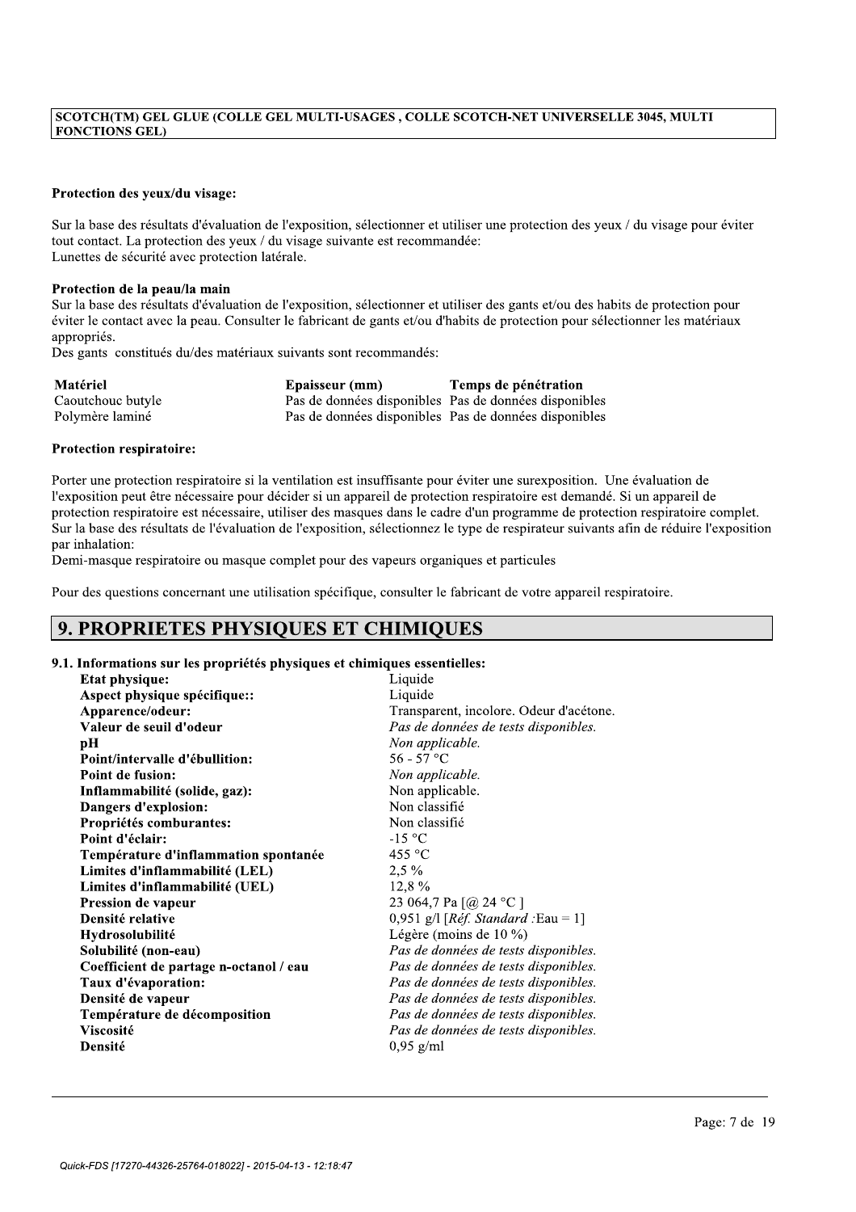**Protection des yeux/du visage:**

Sur la base des résultats d'évaluation de l'exposition, sélectionner et utiliser une protection des yeux / du visage pour éviter tout contact. La protection des yeux / du visage suivante est recommandée:
Lunettes de sécurité avec protection latérale.

**Protection de la peau/la main**

Sur la base des résultats d'évaluation de l'exposition, sélectionner et utiliser des gants et/ou des habits de protection pour éviter le contact avec la peau. Consulter le fabricant de gants et/ou d'habits de protection pour sélectionner les matériaux appropriés.
Des gants constitués du/des matériaux suivants sont recommandés:

| Matériel | Epaisseur (mm) | Temps de pénétration |
| --- | --- | --- |
| Caoutchouc butyle | Pas de données disponibles | Pas de données disponibles |
| Polymère laminé | Pas de données disponibles | Pas de données disponibles |

**Protection respiratoire:**

Porter une protection respiratoire si la ventilation est insuffisante pour éviter une surexposition. Une évaluation de l'exposition peut être nécessaire pour décider si un appareil de protection respiratoire est demandé. Si un appareil de protection respiratoire est nécessaire, utiliser des masques dans le cadre d'un programme de protection respiratoire complet. Sur la base des résultats de l'évaluation de l'exposition, sélectionnez le type de respirateur suivants afin de réduire l'exposition par inhalation:
Demi-masque respiratoire ou masque complet pour des vapeurs organiques et particules

Pour des questions concernant une utilisation spécifique, consulter le fabricant de votre appareil respiratoire.

## 9. PROPRIETES PHYSIQUES ET CHIMIQUES

**9.1. Informations sur les propriétés physiques et chimiques essentielles:**

| | |
| --- | --- |
| **Etat physique:** | Liquide |
| **Aspect physique spécifique::** | Liquide |
| **Apparence/odeur:** | Transparent, incolore. Odeur d'acétone. |
| **Valeur de seuil d'odeur** | *Pas de données de tests disponibles.* |
| **pH** | *Non applicable.* |
| **Point/intervalle d'ébullition:** | 56 - 57 °C |
| **Point de fusion:** | *Non applicable.* |
| **Inflammabilité (solide, gaz):** | Non applicable. |
| **Dangers d'explosion:** | Non classifié |
| **Propriétés comburantes:** | Non classifié |
| **Point d'éclair:** | -15 °C |
| **Température d'inflammation spontanée** | 455 °C |
| **Limites d'inflammabilité (LEL)** | 2,5 % |
| **Limites d'inflammabilité (UEL)** | 12,8 % |
| **Pression de vapeur** | 23 064,7 Pa [@ 24 °C ] |
| **Densité relative** | 0,951 g/l [*Réf. Standard* :Eau = 1] |
| **Hydrosolubilité** | Légère (moins de 10 %) |
| **Solubilité (non-eau)** | *Pas de données de tests disponibles.* |
| **Coefficient de partage n-octanol / eau** | *Pas de données de tests disponibles.* |
| **Taux d'évaporation:** | *Pas de données de tests disponibles.* |
| **Densité de vapeur** | *Pas de données de tests disponibles.* |
| **Température de décomposition** | *Pas de données de tests disponibles.* |
| **Viscosité** | *Pas de données de tests disponibles.* |
| **Densité** | 0,95 g/ml |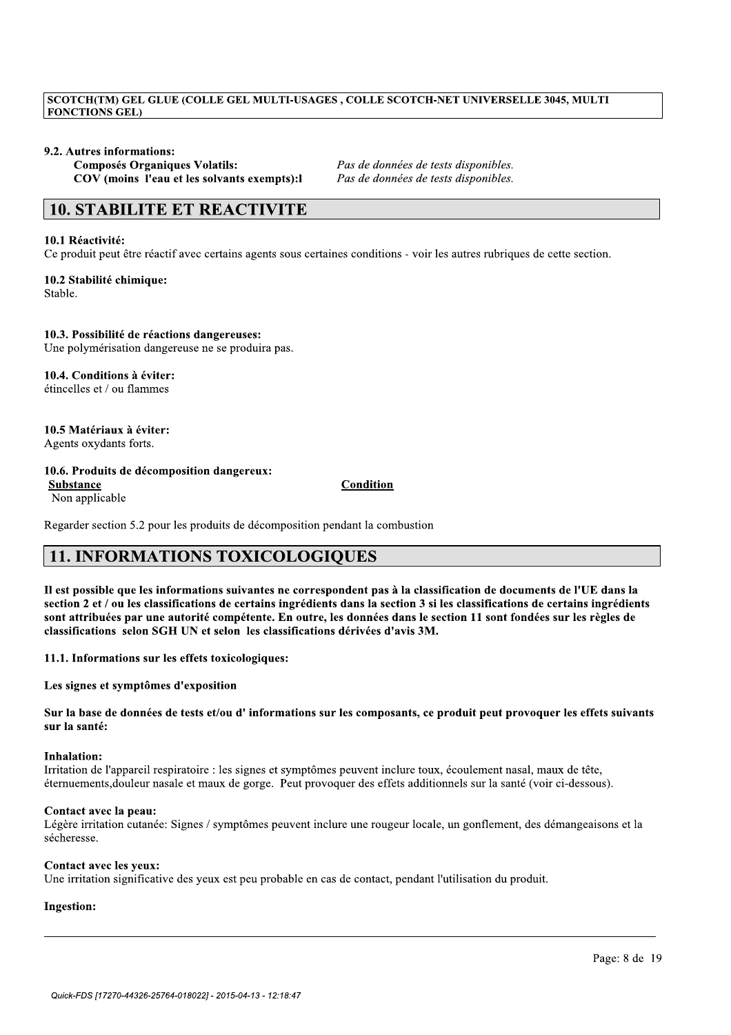#### 9.2. Autres informations:

| | |
|---|---|
| **Composés Organiques Volatils:** | *Pas de données de tests disponibles.* |
| **COV (moins l'eau et les solvants exempts):l** | *Pas de données de tests disponibles.* |

## 10. STABILITE ET REACTIVITE

#### 10.1 Réactivité:

Ce produit peut être réactif avec certains agents sous certaines conditions - voir les autres rubriques de cette section.

#### 10.2 Stabilité chimique:

Stable.

#### 10.3. Possibilité de réactions dangereuses:

Une polymérisation dangereuse ne se produira pas.

#### 10.4. Conditions à éviter:

étincelles et / ou flammes

#### 10.5 Matériaux à éviter:

Agents oxydants forts.

#### 10.6. Produits de décomposition dangereux:

| Substance | Condition |
|---|---|
| Non applicable | |

Regarder section 5.2 pour les produits de décomposition pendant la combustion

## 11. INFORMATIONS TOXICOLOGIQUES

**Il est possible que les informations suivantes ne correspondent pas à la classification de documents de l'UE dans la section 2 et / ou les classifications de certains ingrédients dans la section 3 si les classifications de certains ingrédients sont attribuées par une autorité compétente. En outre, les données dans le section 11 sont fondées sur les règles de classifications selon SGH UN et selon les classifications dérivées d'avis 3M.**

#### 11.1. Informations sur les effets toxicologiques:

**Les signes et symptômes d'exposition**

**Sur la base de données de tests et/ou d' informations sur les composants, ce produit peut provoquer les effets suivants sur la santé:**

**Inhalation:**

Irritation de l'appareil respiratoire : les signes et symptômes peuvent inclure toux, écoulement nasal, maux de tête, éternuements,douleur nasale et maux de gorge. Peut provoquer des effets additionnels sur la santé (voir ci-dessous).

**Contact avec la peau:**

Légère irritation cutanée: Signes / symptômes peuvent inclure une rougeur locale, un gonflement, des démangeaisons et la sécheresse.

**Contact avec les yeux:**

Une irritation significative des yeux est peu probable en cas de contact, pendant l'utilisation du produit.

**Ingestion:**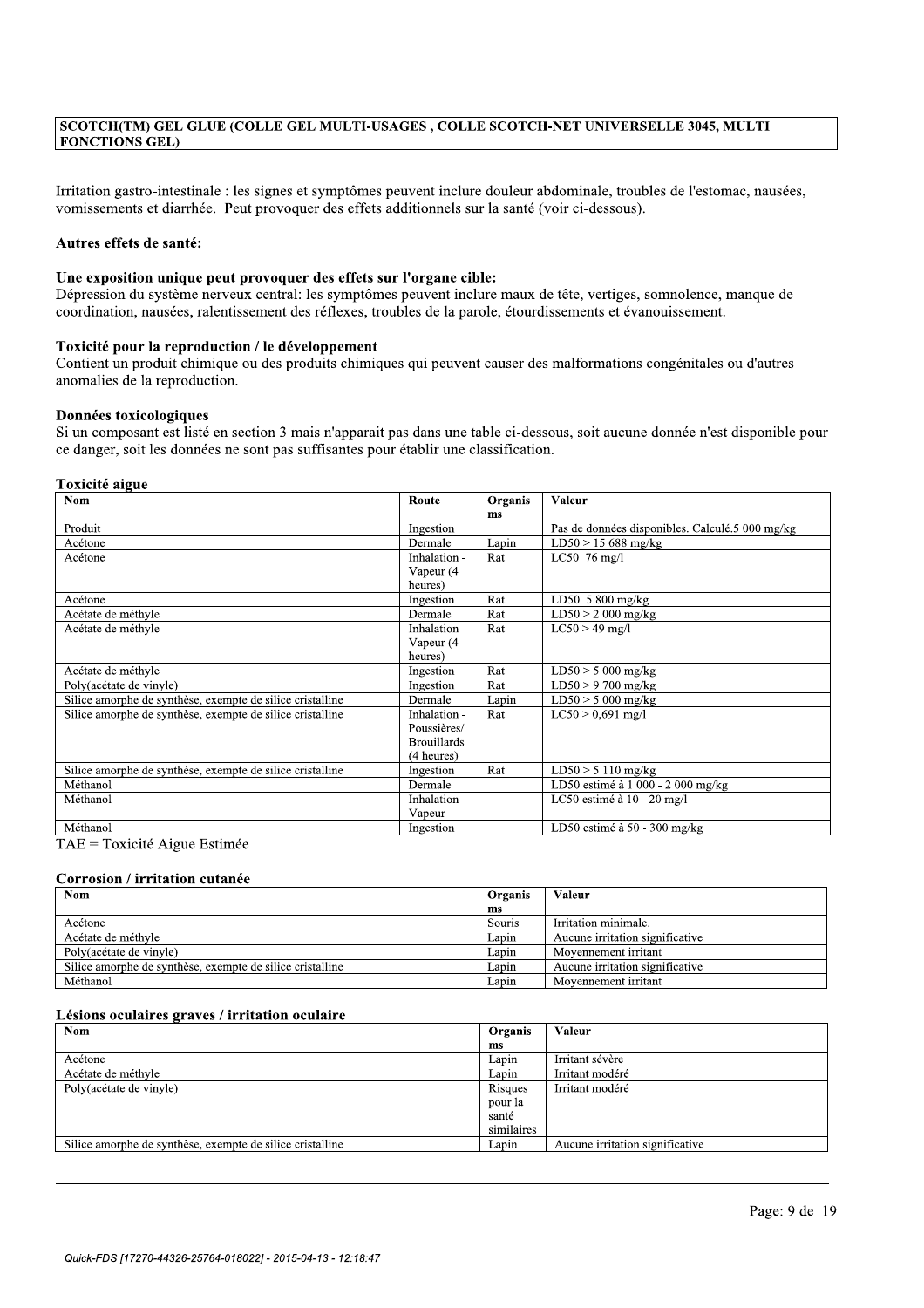Irritation gastro-intestinale : les signes et symptômes peuvent inclure douleur abdominale, troubles de l'estomac, nausées, vomissements et diarrhée. Peut provoquer des effets additionnels sur la santé (voir ci-dessous).

### Autres effets de santé:

**Une exposition unique peut provoquer des effets sur l'organe cible:**
Dépression du système nerveux central: les symptômes peuvent inclure maux de tête, vertiges, somnolence, manque de coordination, nausées, ralentissement des réflexes, troubles de la parole, étourdissements et évanouissement.

**Toxicité pour la reproduction / le développement**
Contient un produit chimique ou des produits chimiques qui peuvent causer des malformations congénitales ou d'autres anomalies de la reproduction.

**Données toxicologiques**
Si un composant est listé en section 3 mais n'apparait pas dans une table ci-dessous, soit aucune donnée n'est disponible pour ce danger, soit les données ne sont pas suffisantes pour établir une classification.

**Toxicité aigue**

| Nom | Route | Organis ms | Valeur |
|---|---|---|---|
| Produit | Ingestion | | Pas de données disponibles. Calculé.5 000 mg/kg |
| Acétone | Dermale | Lapin | LD50 > 15 688 mg/kg |
| Acétone | Inhalation - Vapeur (4 heures) | Rat | LC50 76 mg/l |
| Acétone | Ingestion | Rat | LD50 5 800 mg/kg |
| Acétate de méthyle | Dermale | Rat | LD50 > 2 000 mg/kg |
| Acétate de méthyle | Inhalation - Vapeur (4 heures) | Rat | LC50 > 49 mg/l |
| Acétate de méthyle | Ingestion | Rat | LD50 > 5 000 mg/kg |
| Poly(acétate de vinyle) | Ingestion | Rat | LD50 > 9 700 mg/kg |
| Silice amorphe de synthèse, exempte de silice cristalline | Dermale | Lapin | LD50 > 5 000 mg/kg |
| Silice amorphe de synthèse, exempte de silice cristalline | Inhalation - Poussières/ Brouillards (4 heures) | Rat | LC50 > 0,691 mg/l |
| Silice amorphe de synthèse, exempte de silice cristalline | Ingestion | Rat | LD50 > 5 110 mg/kg |
| Méthanol | Dermale | | LD50 estimé à 1 000 - 2 000 mg/kg |
| Méthanol | Inhalation - Vapeur | | LC50 estimé à 10 - 20 mg/l |
| Méthanol | Ingestion | | LD50 estimé à 50 - 300 mg/kg |

TAE = Toxicité Aigue Estimée

**Corrosion / irritation cutanée**

| Nom | Organis ms | Valeur |
|---|---|---|
| Acétone | Souris | Irritation minimale. |
| Acétate de méthyle | Lapin | Aucune irritation significative |
| Poly(acétate de vinyle) | Lapin | Moyennement irritant |
| Silice amorphe de synthèse, exempte de silice cristalline | Lapin | Aucune irritation significative |
| Méthanol | Lapin | Moyennement irritant |

**Lésions oculaires graves / irritation oculaire**

| Nom | Organis ms | Valeur |
|---|---|---|
| Acétone | Lapin | Irritant sévère |
| Acétate de méthyle | Lapin | Irritant modéré |
| Poly(acétate de vinyle) | Risques pour la santé similaires | Irritant modéré |
| Silice amorphe de synthèse, exempte de silice cristalline | Lapin | Aucune irritation significative |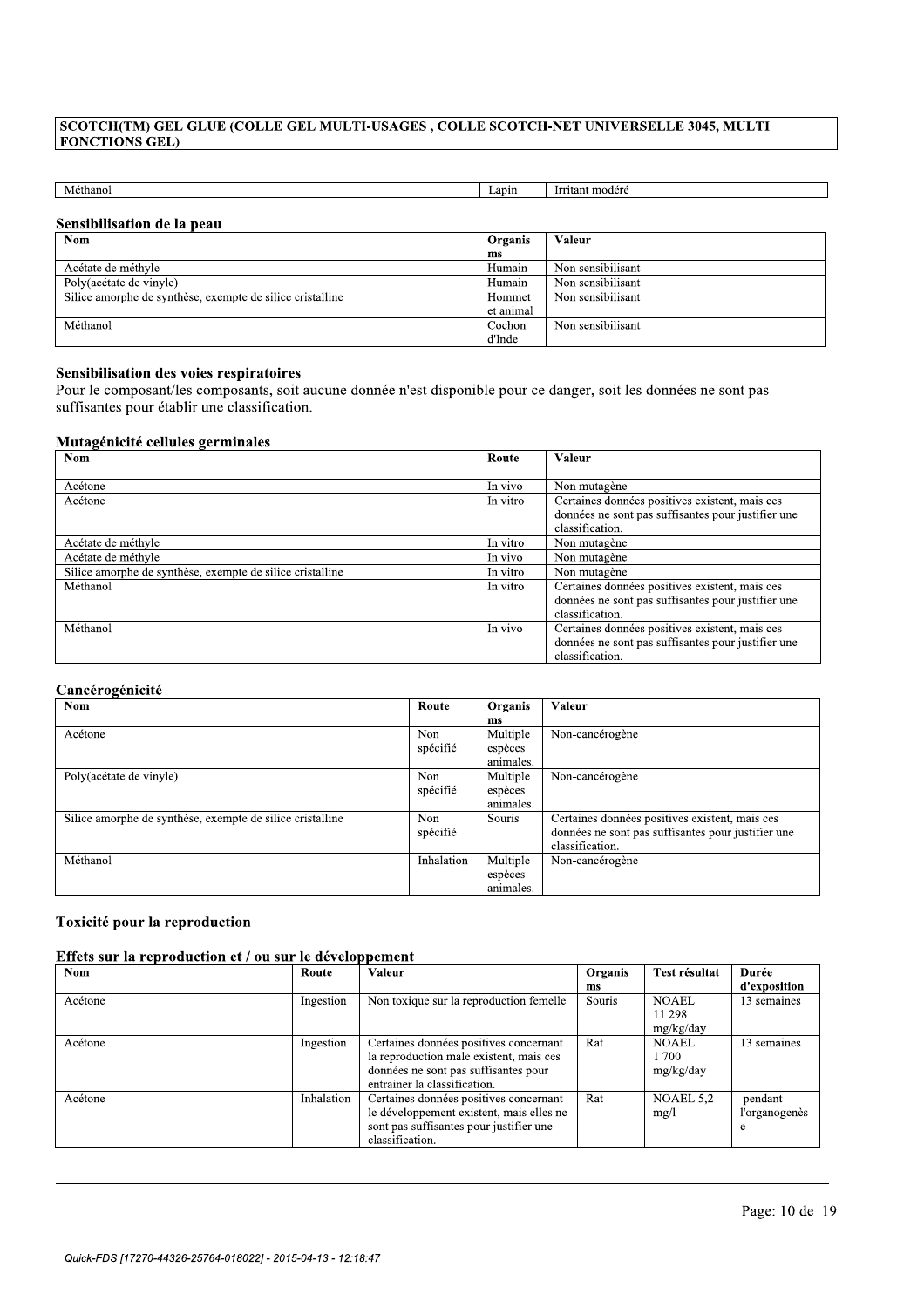| Méthanol | Lapin | Irritant modéré |
|---|---|---|

### Sensibilisation de la peau

| Nom | Organisms | Valeur |
|---|---|---|
| Acétate de méthyle | Humain | Non sensibilisant |
| Poly(acétate de vinyle) | Humain | Non sensibilisant |
| Silice amorphe de synthèse, exempte de silice cristalline | Hommet et animal | Non sensibilisant |
| Méthanol | Cochon d'Inde | Non sensibilisant |

### Sensibilisation des voies respiratoires

Pour le composant/les composants, soit aucune donnée n'est disponible pour ce danger, soit les données ne sont pas suffisantes pour établir une classification.

### Mutagénicité cellules germinales

| Nom | Route | Valeur |
|---|---|---|
| Acétone | In vivo | Non mutagène |
| Acétone | In vitro | Certaines données positives existent, mais ces données ne sont pas suffisantes pour justifier une classification. |
| Acétate de méthyle | In vitro | Non mutagène |
| Acétate de méthyle | In vivo | Non mutagène |
| Silice amorphe de synthèse, exempte de silice cristalline | In vitro | Non mutagène |
| Méthanol | In vitro | Certaines données positives existent, mais ces données ne sont pas suffisantes pour justifier une classification. |
| Méthanol | In vivo | Certaines données positives existent, mais ces données ne sont pas suffisantes pour justifier une classification. |

### Cancérogénicité

| Nom | Route | Organisms | Valeur |
|---|---|---|---|
| Acétone | Non spécifié | Multiple espèces animales. | Non-cancérogène |
| Poly(acétate de vinyle) | Non spécifié | Multiple espèces animales. | Non-cancérogène |
| Silice amorphe de synthèse, exempte de silice cristalline | Non spécifié | Souris | Certaines données positives existent, mais ces données ne sont pas suffisantes pour justifier une classification. |
| Méthanol | Inhalation | Multiple espèces animales. | Non-cancérogène |

### Toxicité pour la reproduction

### Effets sur la reproduction et / ou sur le développement

| Nom | Route | Valeur | Organisms | Test résultat | Durée d'exposition |
|---|---|---|---|---|---|
| Acétone | Ingestion | Non toxique sur la reproduction femelle | Souris | NOAEL 11 298 mg/kg/day | 13 semaines |
| Acétone | Ingestion | Certaines données positives concernant la reproduction male existent, mais ces données ne sont pas suffisantes pour entrainer la classification. | Rat | NOAEL 1 700 mg/kg/day | 13 semaines |
| Acétone | Inhalation | Certaines données positives concernant le développement existent, mais elles ne sont pas suffisantes pour justifier une classification. | Rat | NOAEL 5,2 mg/l | pendant l'organogenèse |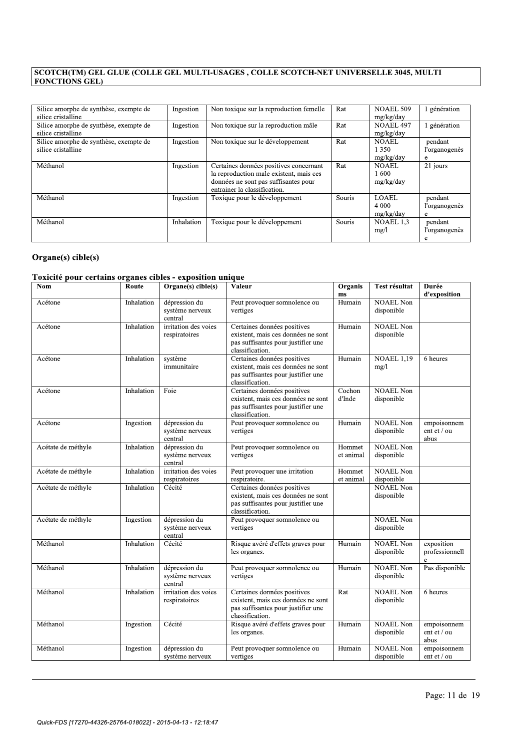SCOTCH(TM) GEL GLUE (COLLE GEL MULTI-USAGES , COLLE SCOTCH-NET UNIVERSELLE 3045, MULTI FONCTIONS GEL)

| | | | | | |
|---|---|---|---|---|---|
| Silice amorphe de synthèse, exempte de silice cristalline | Ingestion | Non toxique sur la reproduction femelle | Rat | NOAEL 509 mg/kg/day | 1 génération |
| Silice amorphe de synthèse, exempte de silice cristalline | Ingestion | Non toxique sur la reproduction mâle | Rat | NOAEL 497 mg/kg/day | 1 génération |
| Silice amorphe de synthèse, exempte de silice cristalline | Ingestion | Non toxique sur le développement | Rat | NOAEL 1 350 mg/kg/day | pendant l'organogenèse |
| Méthanol | Ingestion | Certaines données positives concernant la reproduction male existent, mais ces données ne sont pas suffisantes pour entrainer la classification. | Rat | NOAEL 1 600 mg/kg/day | 21 jours |
| Méthanol | Ingestion | Toxique pour le développement | Souris | LOAEL 4 000 mg/kg/day | pendant l'organogenèse |
| Méthanol | Inhalation | Toxique pour le développement | Souris | NOAEL 1,3 mg/l | pendant l'organogenèse |

## Organe(s) cible(s)

### Toxicité pour certains organes cibles - exposition unique

| Nom | Route | Organe(s) cible(s) | Valeur | Organisms | Test résultat | Durée d'exposition |
|---|---|---|---|---|---|---|
| Acétone | Inhalation | dépression du système nerveux central | Peut provoquer somnolence ou vertiges | Humain | NOAEL Non disponible | |
| Acétone | Inhalation | irritation des voies respiratoires | Certaines données positives existent, mais ces données ne sont pas suffisantes pour justifier une classification. | Humain | NOAEL Non disponible | |
| Acétone | Inhalation | système immunitaire | Certaines données positives existent, mais ces données ne sont pas suffisantes pour justifier une classification. | Humain | NOAEL 1,19 mg/l | 6 heures |
| Acétone | Inhalation | Foie | Certaines données positives existent, mais ces données ne sont pas suffisantes pour justifier une classification. | Cochon d'Inde | NOAEL Non disponible | |
| Acétone | Ingestion | dépression du système nerveux central | Peut provoquer somnolence ou vertiges | Humain | NOAEL Non disponible | empoisonnement et / ou abus |
| Acétate de méthyle | Inhalation | dépression du système nerveux central | Peut provoquer somnolence ou vertiges | Homme et animal | NOAEL Non disponible | |
| Acétate de méthyle | Inhalation | irritation des voies respiratoires | Peut provoquer une irritation respiratoire. | Homme et animal | NOAEL Non disponible | |
| Acétate de méthyle | Inhalation | Cécité | Certaines données positives existent, mais ces données ne sont pas suffisantes pour justifier une classification. | | NOAEL Non disponible | |
| Acétate de méthyle | Ingestion | dépression du système nerveux central | Peut provoquer somnolence ou vertiges | | NOAEL Non disponible | |
| Méthanol | Inhalation | Cécité | Risque avéré d'effets graves pour les organes. | Humain | NOAEL Non disponible | exposition professionnelle |
| Méthanol | Inhalation | dépression du système nerveux central | Peut provoquer somnolence ou vertiges | Humain | NOAEL Non disponible | Pas disponible |
| Méthanol | Inhalation | irritation des voies respiratoires | Certaines données positives existent, mais ces données ne sont pas suffisantes pour justifier une classification. | Rat | NOAEL Non disponible | 6 heures |
| Méthanol | Ingestion | Cécité | Risque avéré d'effets graves pour les organes. | Humain | NOAEL Non disponible | empoisonnement et / ou abus |
| Méthanol | Ingestion | dépression du système nerveux | Peut provoquer somnolence ou vertiges | Humain | NOAEL Non disponible | empoisonnement et / ou |

Quick-FDS [17270-44326-25764-018022] - 2015-04-13 - 12:18:47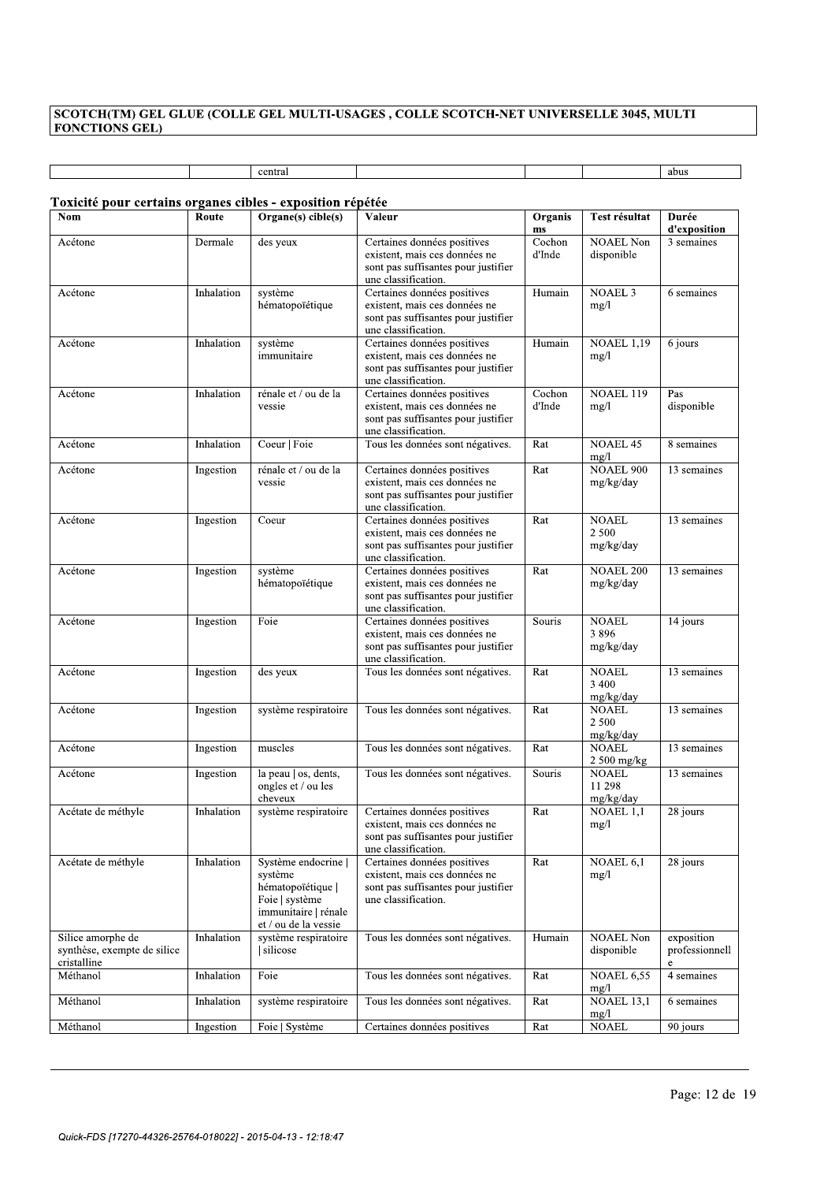SCOTCH(TM) GEL GLUE (COLLE GEL MULTI-USAGES , COLLE SCOTCH-NET UNIVERSELLE 3045, MULTI FONCTIONS GEL)

| | | central | | | | abus |
|---|---|---|---|---|---|---|

### Toxicité pour certains organes cibles - exposition répétée

| Nom | Route | Organe(s) cible(s) | Valeur | Organisms | Test résultat | Durée d'exposition |
|---|---|---|---|---|---|---|
| Acétone | Dermale | des yeux | Certaines données positives existent, mais ces données ne sont pas suffisantes pour justifier une classification. | Cochon d'Inde | NOAEL Non disponible | 3 semaines |
| Acétone | Inhalation | système hématopoïétique | Certaines données positives existent, mais ces données ne sont pas suffisantes pour justifier une classification. | Humain | NOAEL 3 mg/l | 6 semaines |
| Acétone | Inhalation | système immunitaire | Certaines données positives existent, mais ces données ne sont pas suffisantes pour justifier une classification. | Humain | NOAEL 1,19 mg/l | 6 jours |
| Acétone | Inhalation | rénale et / ou de la vessie | Certaines données positives existent, mais ces données ne sont pas suffisantes pour justifier une classification. | Cochon d'Inde | NOAEL 119 mg/l | Pas disponible |
| Acétone | Inhalation | Coeur \| Foie | Tous les données sont négatives. | Rat | NOAEL 45 mg/l | 8 semaines |
| Acétone | Ingestion | rénale et / ou de la vessie | Certaines données positives existent, mais ces données ne sont pas suffisantes pour justifier une classification. | Rat | NOAEL 900 mg/kg/day | 13 semaines |
| Acétone | Ingestion | Coeur | Certaines données positives existent, mais ces données ne sont pas suffisantes pour justifier une classification. | Rat | NOAEL 2 500 mg/kg/day | 13 semaines |
| Acétone | Ingestion | système hématopoïétique | Certaines données positives existent, mais ces données ne sont pas suffisantes pour justifier une classification. | Rat | NOAEL 200 mg/kg/day | 13 semaines |
| Acétone | Ingestion | Foie | Certaines données positives existent, mais ces données ne sont pas suffisantes pour justifier une classification. | Souris | NOAEL 3 896 mg/kg/day | 14 jours |
| Acétone | Ingestion | des yeux | Tous les données sont négatives. | Rat | NOAEL 3 400 mg/kg/day | 13 semaines |
| Acétone | Ingestion | système respiratoire | Tous les données sont négatives. | Rat | NOAEL 2 500 mg/kg/day | 13 semaines |
| Acétone | Ingestion | muscles | Tous les données sont négatives. | Rat | NOAEL 2 500 mg/kg | 13 semaines |
| Acétone | Ingestion | la peau \| os, dents, ongles et / ou les cheveux | Tous les données sont négatives. | Souris | NOAEL 11 298 mg/kg/day | 13 semaines |
| Acétate de méthyle | Inhalation | système respiratoire | Certaines données positives existent, mais ces données ne sont pas suffisantes pour justifier une classification. | Rat | NOAEL 1,1 mg/l | 28 jours |
| Acétate de méthyle | Inhalation | Système endocrine \| système hématopoïétique \| Foie \| système immunitaire \| rénale et / ou de la vessie | Certaines données positives existent, mais ces données ne sont pas suffisantes pour justifier une classification. | Rat | NOAEL 6,1 mg/l | 28 jours |
| Silice amorphe de synthèse, exempte de silice cristalline | Inhalation | système respiratoire \| silicose | Tous les données sont négatives. | Humain | NOAEL Non disponible | exposition professionnelle |
| Méthanol | Inhalation | Foie | Tous les données sont négatives. | Rat | NOAEL 6,55 mg/l | 4 semaines |
| Méthanol | Inhalation | système respiratoire | Tous les données sont négatives. | Rat | NOAEL 13,1 mg/l | 6 semaines |
| Méthanol | Ingestion | Foie \| Système | Certaines données positives | Rat | NOAEL | 90 jours |

Quick-FDS [17270-44326-25764-018022] - 2015-04-13 - 12:18:47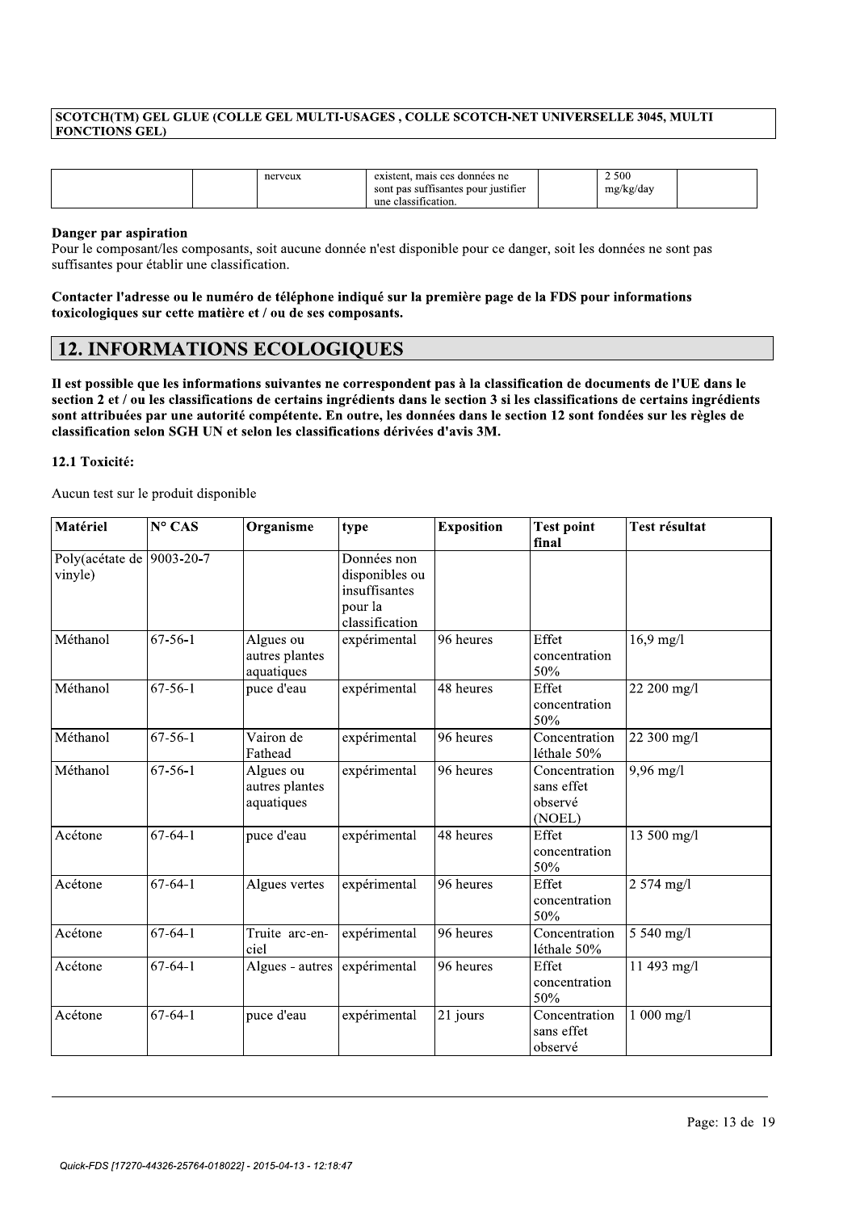| | | nerveux | existent, mais ces données ne sont pas suffisantes pour justifier une classification. | | 2 500 mg/kg/day | |
|---|---|---|---|---|---|---|

**Danger par aspiration**

Pour le composant/les composants, soit aucune donnée n'est disponible pour ce danger, soit les données ne sont pas suffisantes pour établir une classification.

**Contacter l'adresse ou le numéro de téléphone indiqué sur la première page de la FDS pour informations toxicologiques sur cette matière et / ou de ses composants.**

## 12. INFORMATIONS ECOLOGIQUES

**Il est possible que les informations suivantes ne correspondent pas à la classification de documents de l'UE dans le section 2 et / ou les classifications de certains ingrédients dans le section 3 si les classifications de certains ingrédients sont attribuées par une autorité compétente. En outre, les données dans le section 12 sont fondées sur les règles de classification selon SGH UN et selon les classifications dérivées d'avis 3M.**

### 12.1 Toxicité:

Aucun test sur le produit disponible

| Matériel | N° CAS | Organisme | type | Exposition | Test point final | Test résultat |
|---|---|---|---|---|---|---|
| Poly(acétate de vinyle) | 9003-20-7 | | Données non disponibles ou insuffisantes pour la classification | | | |
| Méthanol | 67-56-1 | Algues ou autres plantes aquatiques | expérimental | 96 heures | Effet concentration 50% | 16,9 mg/l |
| Méthanol | 67-56-1 | puce d'eau | expérimental | 48 heures | Effet concentration 50% | 22 200 mg/l |
| Méthanol | 67-56-1 | Vairon de Fathead | expérimental | 96 heures | Concentration léthale 50% | 22 300 mg/l |
| Méthanol | 67-56-1 | Algues ou autres plantes aquatiques | expérimental | 96 heures | Concentration sans effet observé (NOEL) | 9,96 mg/l |
| Acétone | 67-64-1 | puce d'eau | expérimental | 48 heures | Effet concentration 50% | 13 500 mg/l |
| Acétone | 67-64-1 | Algues vertes | expérimental | 96 heures | Effet concentration 50% | 2 574 mg/l |
| Acétone | 67-64-1 | Truite arc-en-ciel | expérimental | 96 heures | Concentration léthale 50% | 5 540 mg/l |
| Acétone | 67-64-1 | Algues - autres | expérimental | 96 heures | Effet concentration 50% | 11 493 mg/l |
| Acétone | 67-64-1 | puce d'eau | expérimental | 21 jours | Concentration sans effet observé | 1 000 mg/l |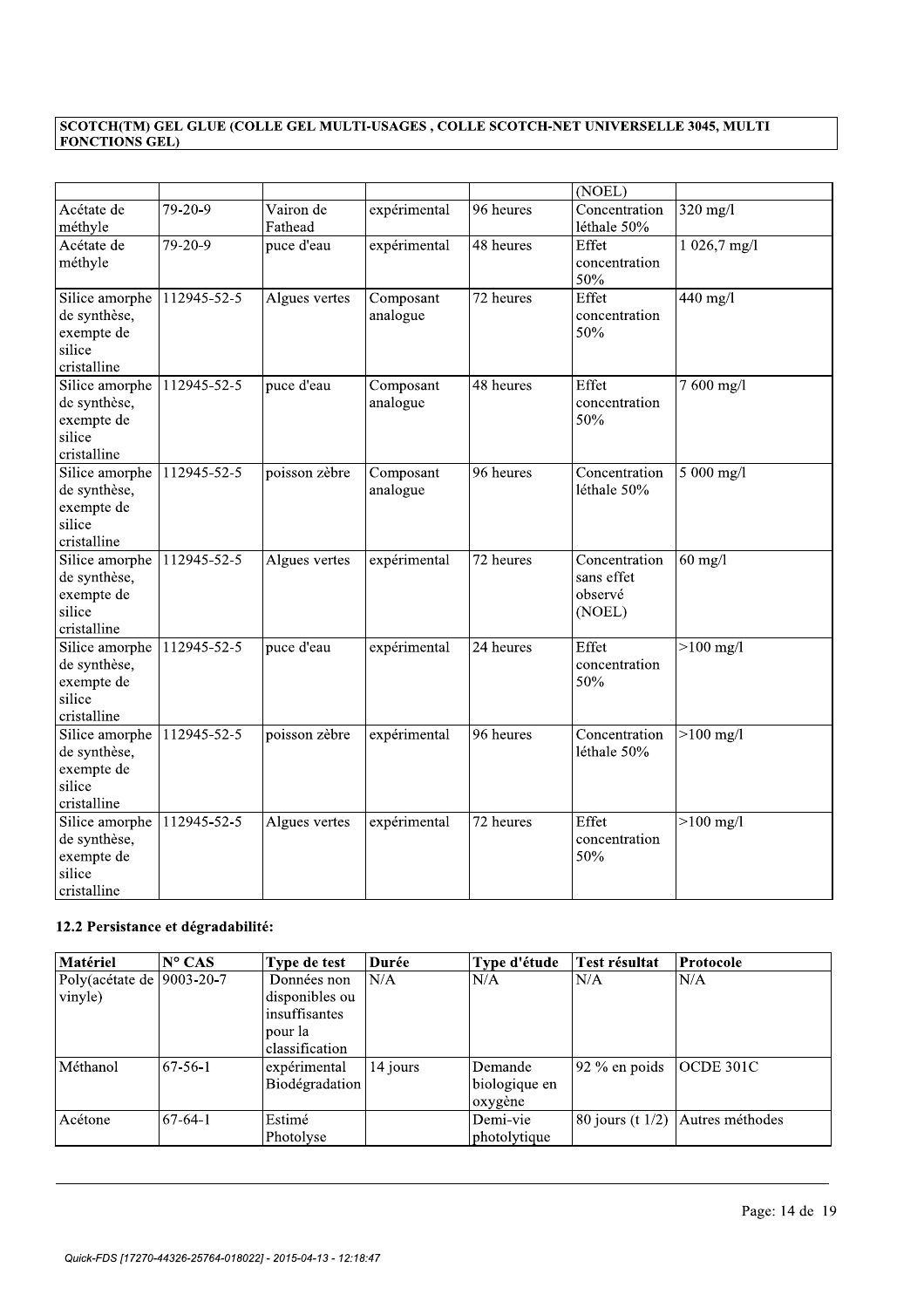|  |  |  |  |  | (NOEL) |  |
|---|---|---|---|---|---|---|
| Acétate de méthyle | 79-20-9 | Vairon de Fathead | expérimental | 96 heures | Concentration léthale 50% | 320 mg/l |
| Acétate de méthyle | 79-20-9 | puce d'eau | expérimental | 48 heures | Effet concentration 50% | 1 026,7 mg/l |
| Silice amorphe de synthèse, exempte de silice cristalline | 112945-52-5 | Algues vertes | Composant analogue | 72 heures | Effet concentration 50% | 440 mg/l |
| Silice amorphe de synthèse, exempte de silice cristalline | 112945-52-5 | puce d'eau | Composant analogue | 48 heures | Effet concentration 50% | 7 600 mg/l |
| Silice amorphe de synthèse, exempte de silice cristalline | 112945-52-5 | poisson zèbre | Composant analogue | 96 heures | Concentration léthale 50% | 5 000 mg/l |
| Silice amorphe de synthèse, exempte de silice cristalline | 112945-52-5 | Algues vertes | expérimental | 72 heures | Concentration sans effet observé (NOEL) | 60 mg/l |
| Silice amorphe de synthèse, exempte de silice cristalline | 112945-52-5 | puce d'eau | expérimental | 24 heures | Effet concentration 50% | >100 mg/l |
| Silice amorphe de synthèse, exempte de silice cristalline | 112945-52-5 | poisson zèbre | expérimental | 96 heures | Concentration léthale 50% | >100 mg/l |
| Silice amorphe de synthèse, exempte de silice cristalline | 112945-52-5 | Algues vertes | expérimental | 72 heures | Effet concentration 50% | >100 mg/l |

### 12.2 Persistance et dégradabilité:

| Matériel | N° CAS | Type de test | Durée | Type d'étude | Test résultat | Protocole |
|---|---|---|---|---|---|---|
| Poly(acétate de vinyle) | 9003-20-7 | Données non disponibles ou insuffisantes pour la classification | N/A | N/A | N/A | N/A |
| Méthanol | 67-56-1 | expérimental Biodégradation | 14 jours | Demande biologique en oxygène | 92 % en poids | OCDE 301C |
| Acétone | 67-64-1 | Estimé Photolyse |  | Demi-vie photolytique | 80 jours (t 1/2) | Autres méthodes |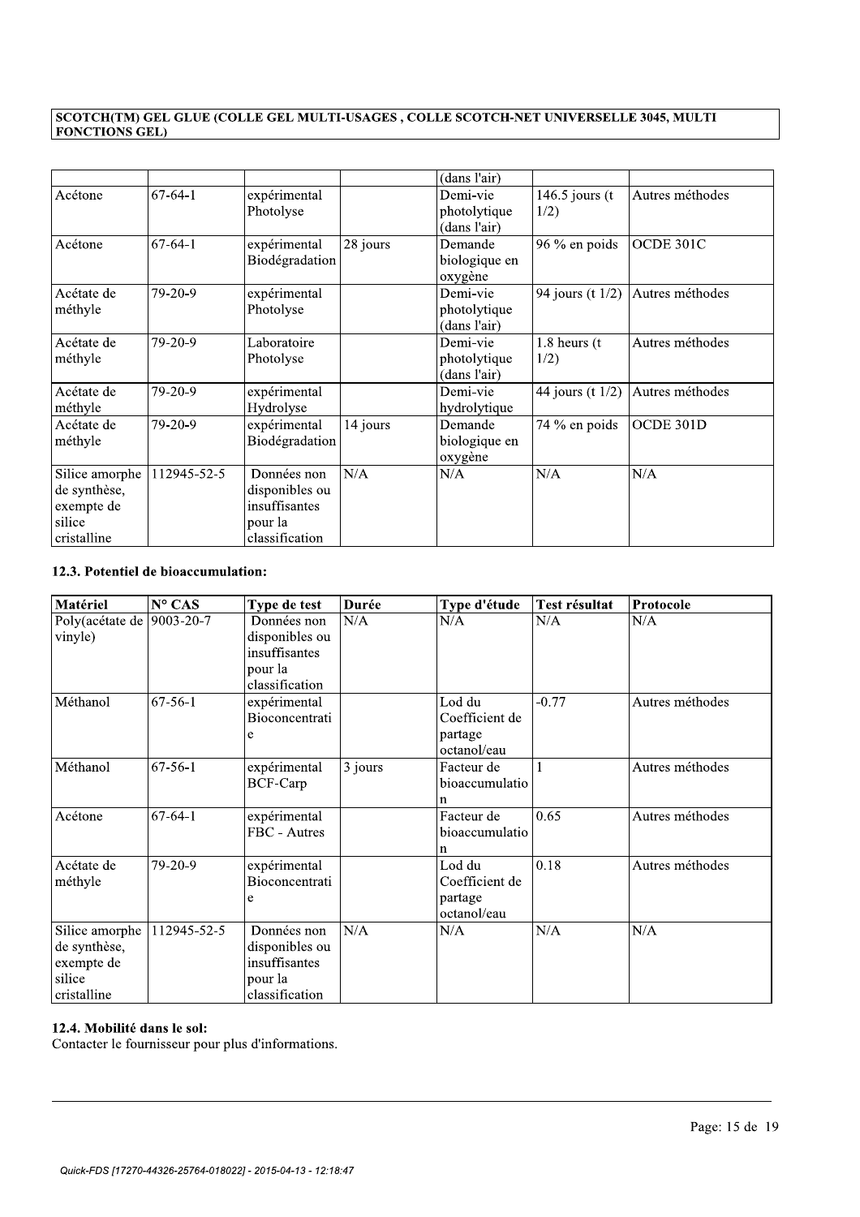| | | | | (dans l'air) | | |
|---|---|---|---|---|---|---|
| Acétone | 67-64-1 | expérimental Photolyse | | Demi-vie photolytique (dans l'air) | 146.5 jours (t 1/2) | Autres méthodes |
| Acétone | 67-64-1 | expérimental Biodégradation | 28 jours | Demande biologique en oxygène | 96 % en poids | OCDE 301C |
| Acétate de méthyle | 79-20-9 | expérimental Photolyse | | Demi-vie photolytique (dans l'air) | 94 jours (t 1/2) | Autres méthodes |
| Acétate de méthyle | 79-20-9 | Laboratoire Photolyse | | Demi-vie photolytique (dans l'air) | 1.8 heurs (t 1/2) | Autres méthodes |
| Acétate de méthyle | 79-20-9 | expérimental Hydrolyse | | Demi-vie hydrolytique | 44 jours (t 1/2) | Autres méthodes |
| Acétate de méthyle | 79-20-9 | expérimental Biodégradation | 14 jours | Demande biologique en oxygène | 74 % en poids | OCDE 301D |
| Silice amorphe de synthèse, exempte de silice cristalline | 112945-52-5 | Données non disponibles ou insuffisantes pour la classification | N/A | N/A | N/A | N/A |

### 12.3. Potentiel de bioaccumulation:

| Matériel | N° CAS | Type de test | Durée | Type d'étude | Test résultat | Protocole |
|---|---|---|---|---|---|---|
| Poly(acétate de vinyle) | 9003-20-7 | Données non disponibles ou insuffisantes pour la classification | N/A | N/A | N/A | N/A |
| Méthanol | 67-56-1 | expérimental Bioconcentratie | | Lod du Coefficient de partage octanol/eau | -0.77 | Autres méthodes |
| Méthanol | 67-56-1 | expérimental BCF-Carp | 3 jours | Facteur de bioaccumulation | 1 | Autres méthodes |
| Acétone | 67-64-1 | expérimental FBC - Autres | | Facteur de bioaccumulation | 0.65 | Autres méthodes |
| Acétate de méthyle | 79-20-9 | expérimental Bioconcentratie | | Lod du Coefficient de partage octanol/eau | 0.18 | Autres méthodes |
| Silice amorphe de synthèse, exempte de silice cristalline | 112945-52-5 | Données non disponibles ou insuffisantes pour la classification | N/A | N/A | N/A | N/A |

### 12.4. Mobilité dans le sol:

Contacter le fournisseur pour plus d'informations.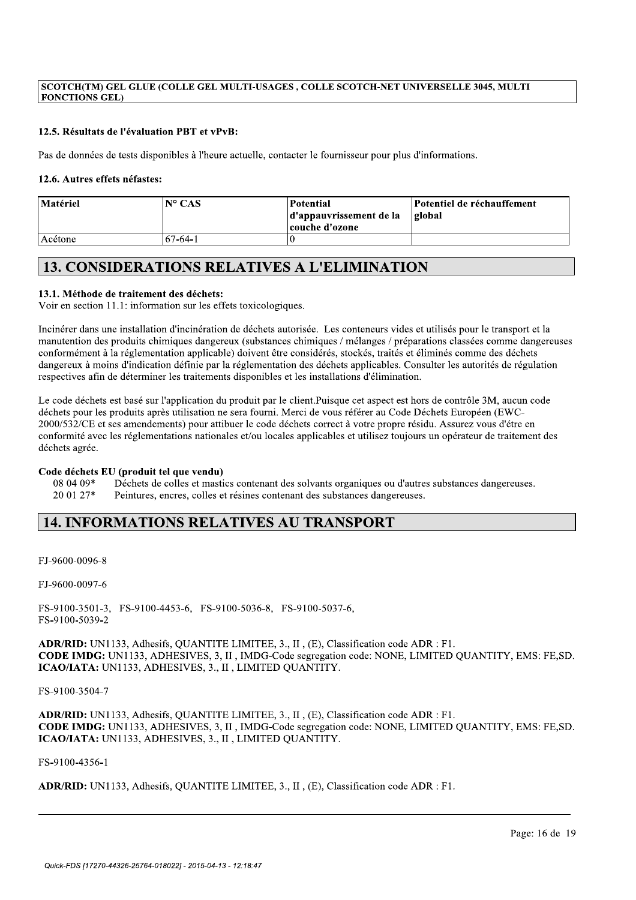**SCOTCH(TM) GEL GLUE (COLLE GEL MULTI-USAGES , COLLE SCOTCH-NET UNIVERSELLE 3045, MULTI FONCTIONS GEL)**

### 12.5. Résultats de l'évaluation PBT et vPvB:

Pas de données de tests disponibles à l'heure actuelle, contacter le fournisseur pour plus d'informations.

### 12.6. Autres effets néfastes:

| Matériel | N° CAS | Potential d'appauvrissement de la couche d'ozone | Potentiel de réchauffement global |
|---|---|---|---|
| Acétone | 67-64-1 | 0 | |

## 13. CONSIDERATIONS RELATIVES A L'ELIMINATION

### 13.1. Méthode de traitement des déchets:

Voir en section 11.1: information sur les effets toxicologiques.

Incinérer dans une installation d'incinération de déchets autorisée. Les conteneurs vides et utilisés pour le transport et la manutention des produits chimiques dangereux (substances chimiques / mélanges / préparations classées comme dangereuses conformément à la réglementation applicable) doivent être considérés, stockés, traités et éliminés comme des déchets dangereux à moins d'indication définie par la réglementation des déchets applicables. Consulter les autorités de régulation respectives afin de déterminer les traitements disponibles et les installations d'élimination.

Le code déchets est basé sur l'application du produit par le client.Puisque cet aspect est hors de contrôle 3M, aucun code déchets pour les produits après utilisation ne sera fourni. Merci de vous référer au Code Déchets Européen (EWC-2000/532/CE et ses amendements) pour attibuer le code déchets correct à votre propre résidu. Assurez vous d'être en conformité avec les réglementations nationales et/ou locales applicables et utilisez toujours un opérateur de traitement des déchets agrée.

**Code déchets EU (produit tel que vendu)**

08 04 09* Déchets de colles et mastics contenant des solvants organiques ou d'autres substances dangereuses.
20 01 27* Peintures, encres, colles et résines contenant des substances dangereuses.

## 14. INFORMATIONS RELATIVES AU TRANSPORT

FJ-9600-0096-8

FJ-9600-0097-6

FS-9100-3501-3, FS-9100-4453-6, FS-9100-5036-8, FS-9100-5037-6, FS-9100-5039-2

**ADR/RID:** UN1133, Adhesifs, QUANTITE LIMITEE, 3., II , (E), Classification code ADR : F1.
**CODE IMDG:** UN1133, ADHESIVES, 3, II , IMDG-Code segregation code: NONE, LIMITED QUANTITY, EMS: FE,SD.
**ICAO/IATA:** UN1133, ADHESIVES, 3., II , LIMITED QUANTITY.

FS-9100-3504-7

**ADR/RID:** UN1133, Adhesifs, QUANTITE LIMITEE, 3., II , (E), Classification code ADR : F1.
**CODE IMDG:** UN1133, ADHESIVES, 3, II , IMDG-Code segregation code: NONE, LIMITED QUANTITY, EMS: FE,SD.
**ICAO/IATA:** UN1133, ADHESIVES, 3., II , LIMITED QUANTITY.

FS-9100-4356-1

**ADR/RID:** UN1133, Adhesifs, QUANTITE LIMITEE, 3., II , (E), Classification code ADR : F1.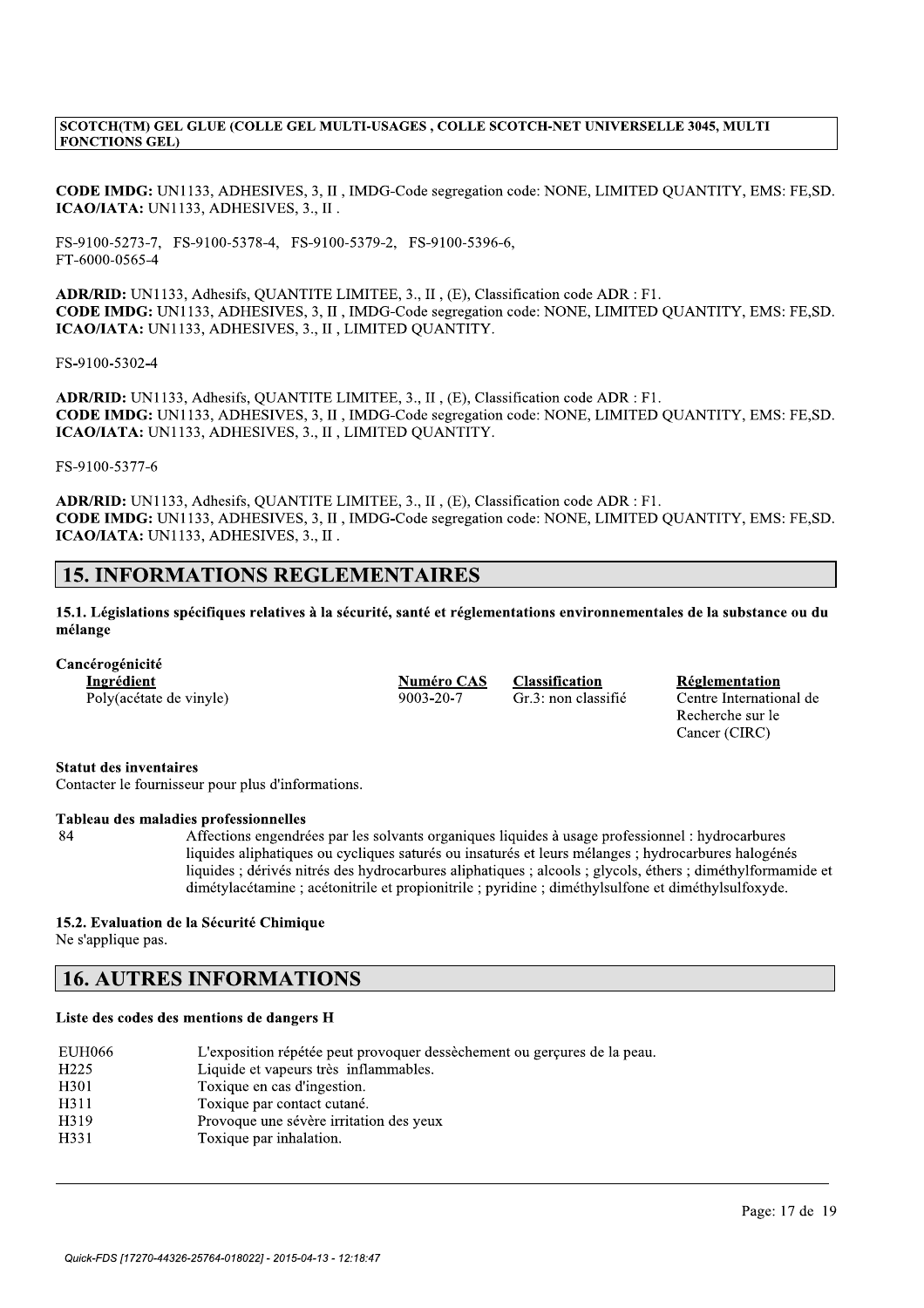**CODE IMDG:** UN1133, ADHESIVES, 3, II , IMDG-Code segregation code: NONE, LIMITED QUANTITY, EMS: FE,SD.
**ICAO/IATA:** UN1133, ADHESIVES, 3., II .

FS-9100-5273-7, FS-9100-5378-4, FS-9100-5379-2, FS-9100-5396-6,
FT-6000-0565-4

**ADR/RID:** UN1133, Adhesifs, QUANTITE LIMITEE, 3., II , (E), Classification code ADR : F1.
**CODE IMDG:** UN1133, ADHESIVES, 3, II , IMDG-Code segregation code: NONE, LIMITED QUANTITY, EMS: FE,SD.
**ICAO/IATA:** UN1133, ADHESIVES, 3., II , LIMITED QUANTITY.

FS-9100-5302-4

**ADR/RID:** UN1133, Adhesifs, QUANTITE LIMITEE, 3., II , (E), Classification code ADR : F1.
**CODE IMDG:** UN1133, ADHESIVES, 3, II , IMDG-Code segregation code: NONE, LIMITED QUANTITY, EMS: FE,SD.
**ICAO/IATA:** UN1133, ADHESIVES, 3., II , LIMITED QUANTITY.

FS-9100-5377-6

**ADR/RID:** UN1133, Adhesifs, QUANTITE LIMITEE, 3., II , (E), Classification code ADR : F1.
**CODE IMDG:** UN1133, ADHESIVES, 3, II , IMDG-Code segregation code: NONE, LIMITED QUANTITY, EMS: FE,SD.
**ICAO/IATA:** UN1133, ADHESIVES, 3., II .

## 15. INFORMATIONS REGLEMENTAIRES

**15.1. Législations spécifiques relatives à la sécurité, santé et réglementations environnementales de la substance ou du mélange**

**Cancérogénicité**

| Ingrédient | Numéro CAS | Classification | Réglementation |
|---|---|---|---|
| Poly(acétate de vinyle) | 9003-20-7 | Gr.3: non classifié | Centre International de Recherche sur le Cancer (CIRC) |

**Statut des inventaires**
Contacter le fournisseur pour plus d'informations.

**Tableau des maladies professionnelles**

| | |
|---|---|
| 84 | Affections engendrées par les solvants organiques liquides à usage professionnel : hydrocarbures liquides aliphatiques ou cycliques saturés ou insaturés et leurs mélanges ; hydrocarbures halogénés liquides ; dérivés nitrés des hydrocarbures aliphatiques ; alcools ; glycols, éthers ; diméthylformamide et dimétylacétamine ; acétonitrile et propionitrile ; pyridine ; diméthylsulfone et diméthylsulfoxyde. |

**15.2. Evaluation de la Sécurité Chimique**
Ne s'applique pas.

## 16. AUTRES INFORMATIONS

**Liste des codes des mentions de dangers H**

| | |
|---|---|
| EUH066 | L'exposition répétée peut provoquer dessèchement ou gerçures de la peau. |
| H225 | Liquide et vapeurs très inflammables. |
| H301 | Toxique en cas d'ingestion. |
| H311 | Toxique par contact cutané. |
| H319 | Provoque une sévère irritation des yeux |
| H331 | Toxique par inhalation. |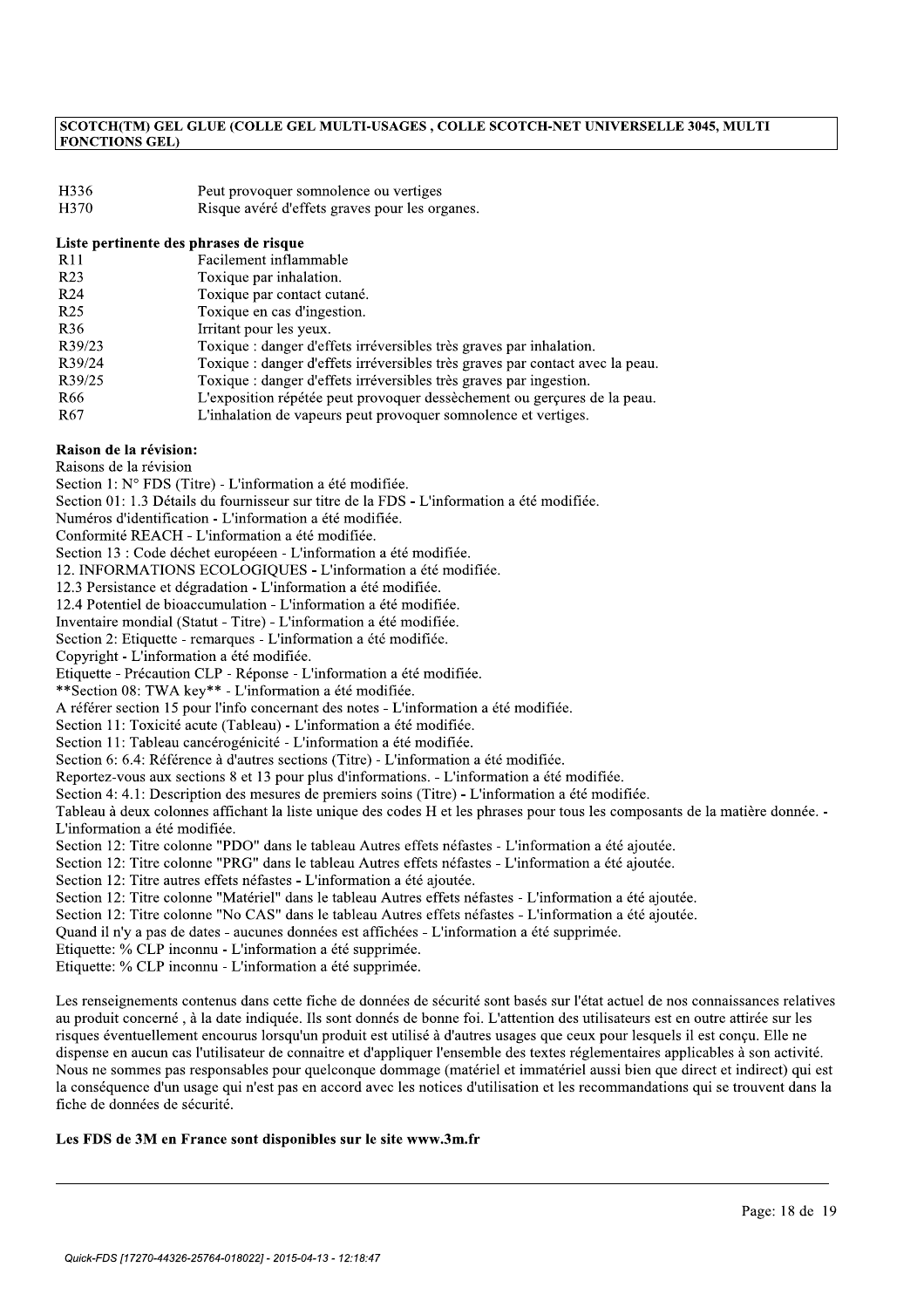| | |
|---|---|
| H336 | Peut provoquer somnolence ou vertiges |
| H370 | Risque avéré d'effets graves pour les organes. |

**Liste pertinente des phrases de risque**

| | |
|---|---|
| R11 | Facilement inflammable |
| R23 | Toxique par inhalation. |
| R24 | Toxique par contact cutané. |
| R25 | Toxique en cas d'ingestion. |
| R36 | Irritant pour les yeux. |
| R39/23 | Toxique : danger d'effets irréversibles très graves par inhalation. |
| R39/24 | Toxique : danger d'effets irréversibles très graves par contact avec la peau. |
| R39/25 | Toxique : danger d'effets irréversibles très graves par ingestion. |
| R66 | L'exposition répétée peut provoquer dessèchement ou gerçures de la peau. |
| R67 | L'inhalation de vapeurs peut provoquer somnolence et vertiges. |

**Raison de la révision:**

Raisons de la révision

Section 1: N° FDS (Titre) - L'information a été modifiée.
Section 01: 1.3 Détails du fournisseur sur titre de la FDS - L'information a été modifiée.
Numéros d'identification - L'information a été modifiée.
Conformité REACH - L'information a été modifiée.
Section 13 : Code déchet européen - L'information a été modifiée.
12. INFORMATIONS ECOLOGIQUES - L'information a été modifiée.
12.3 Persistance et dégradation - L'information a été modifiée.
12.4 Potentiel de bioaccumulation - L'information a été modifiée.
Inventaire mondial (Statut - Titre) - L'information a été modifiée.
Section 2: Etiquette - remarques - L'information a été modifiée.
Copyright - L'information a été modifiée.
Etiquette - Précaution CLP - Réponse - L'information a été modifiée.
**Section 08: TWA key** - L'information a été modifiée.
A référer section 15 pour l'info concernant des notes - L'information a été modifiée.
Section 11: Toxicité acute (Tableau) - L'information a été modifiée.
Section 11: Tableau cancérogénicité - L'information a été modifiée.
Section 6: 6.4: Référence à d'autres sections (Titre) - L'information a été modifiée.
Reportez-vous aux sections 8 et 13 pour plus d'informations. - L'information a été modifiée.
Section 4: 4.1: Description des mesures de premiers soins (Titre) - L'information a été modifiée.
Tableau à deux colonnes affichant la liste unique des codes H et les phrases pour tous les composants de la matière donnée. - L'information a été modifiée.
Section 12: Titre colonne "PDO" dans le tableau Autres effets néfastes - L'information a été ajoutée.
Section 12: Titre colonne "PRG" dans le tableau Autres effets néfastes - L'information a été ajoutée.
Section 12: Titre autres effets néfastes - L'information a été ajoutée.
Section 12: Titre colonne "Matériel" dans le tableau Autres effets néfastes - L'information a été ajoutée.
Section 12: Titre colonne "No CAS" dans le tableau Autres effets néfastes - L'information a été ajoutée.
Quand il n'y a pas de dates - aucunes données est affichées - L'information a été supprimée.
Etiquette: % CLP inconnu - L'information a été supprimée.
Etiquette: % CLP inconnu - L'information a été supprimée.

Les renseignements contenus dans cette fiche de données de sécurité sont basés sur l'état actuel de nos connaissances relatives au produit concerné , à la date indiquée. Ils sont donnés de bonne foi. L'attention des utilisateurs est en outre attirée sur les risques éventuellement encourus lorsqu'un produit est utilisé à d'autres usages que ceux pour lesquels il est conçu. Elle ne dispense en aucun cas l'utilisateur de connaitre et d'appliquer l'ensemble des textes réglementaires applicables à son activité. Nous ne sommes pas responsables pour quelconque dommage (matériel et immatériel aussi bien que direct et indirect) qui est la conséquence d'un usage qui n'est pas en accord avec les notices d'utilisation et les recommandations qui se trouvent dans la fiche de données de sécurité.

**Les FDS de 3M en France sont disponibles sur le site www.3m.fr**